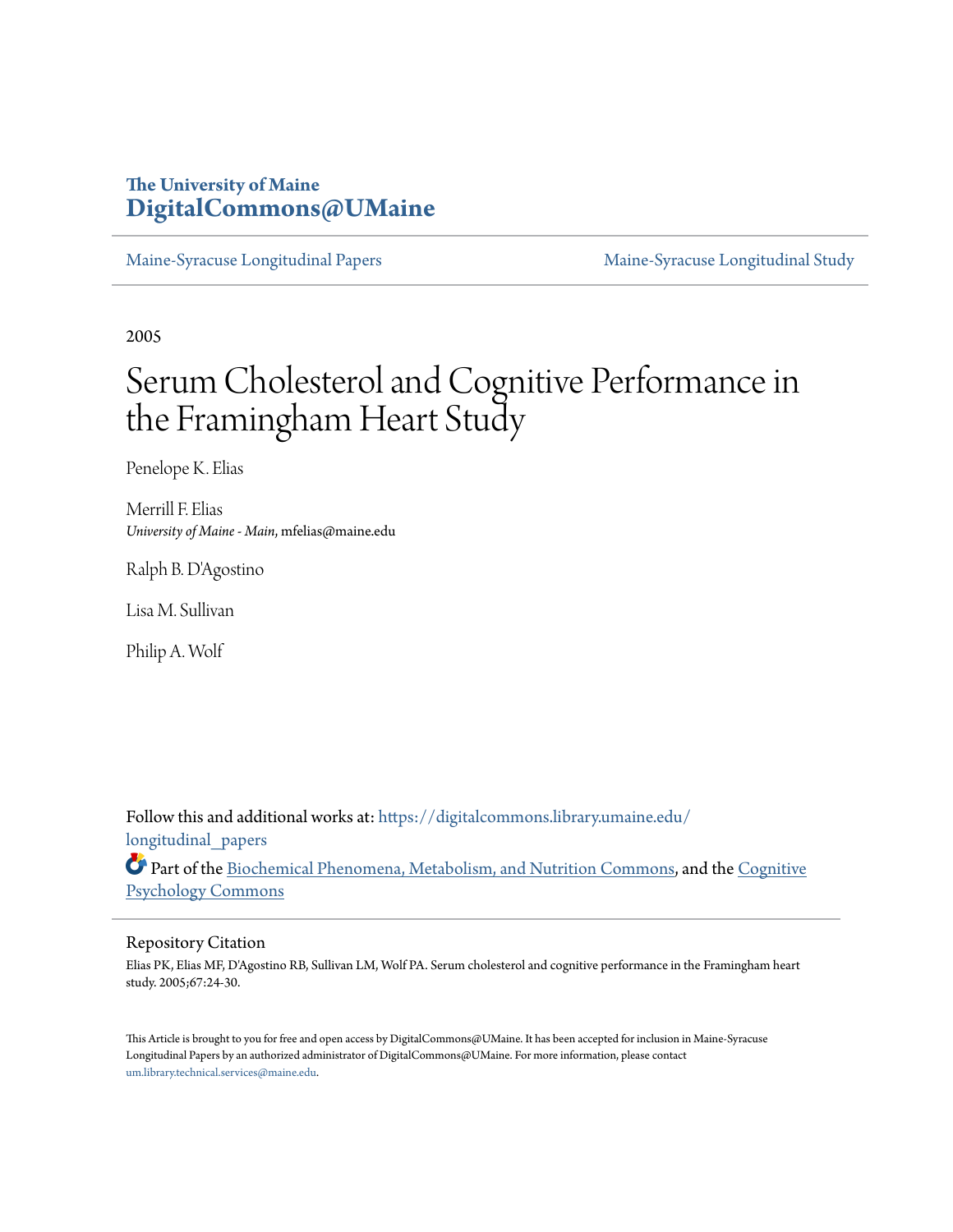**The University of Maine**
**DigitalCommons@UMaine**

Maine-Syracuse Longitudinal Papers | Maine-Syracuse Longitudinal Study

2005

# Serum Cholesterol and Cognitive Performance in the Framingham Heart Study

Penelope K. Elias

Merrill F. Elias
*University of Maine - Main*, mfelias@maine.edu

Ralph B. D'Agostino

Lisa M. Sullivan

Philip A. Wolf

Follow this and additional works at: https://digitalcommons.library.umaine.edu/longitudinal_papers

Part of the Biochemical Phenomena, Metabolism, and Nutrition Commons, and the Cognitive Psychology Commons

## Repository Citation

Elias PK, Elias MF, D'Agostino RB, Sullivan LM, Wolf PA. Serum cholesterol and cognitive performance in the Framingham heart study. 2005;67:24-30.

This Article is brought to you for free and open access by DigitalCommons@UMaine. It has been accepted for inclusion in Maine-Syracuse Longitudinal Papers by an authorized administrator of DigitalCommons@UMaine. For more information, please contact um.library.technical.services@maine.edu.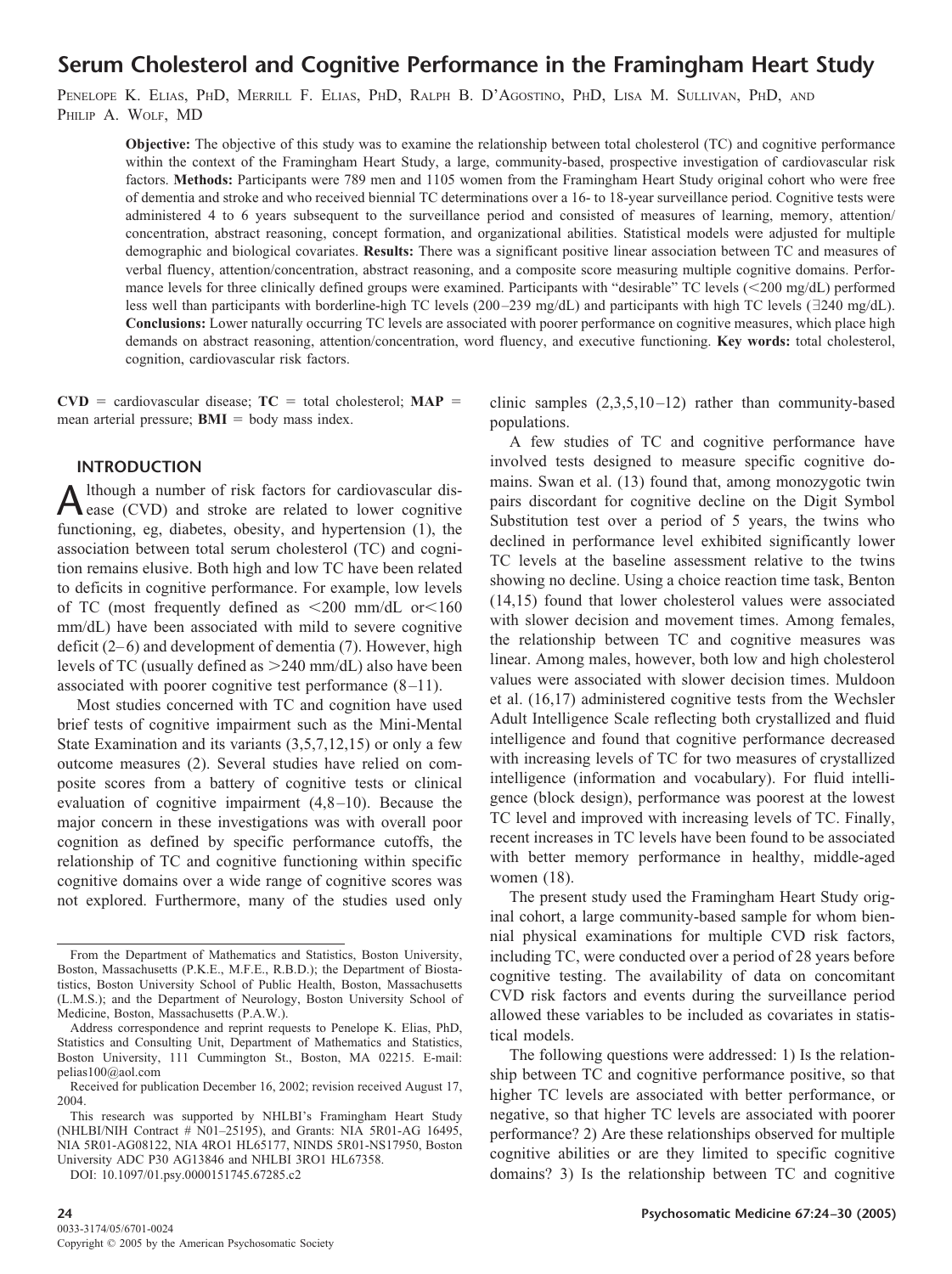# Serum Cholesterol and Cognitive Performance in the Framingham Heart Study

Penelope K. Elias, PhD, Merrill F. Elias, PhD, Ralph B. D'Agostino, PhD, Lisa M. Sullivan, PhD, and Philip A. Wolf, MD

**Objective:** The objective of this study was to examine the relationship between total cholesterol (TC) and cognitive performance within the context of the Framingham Heart Study, a large, community-based, prospective investigation of cardiovascular risk factors. **Methods:** Participants were 789 men and 1105 women from the Framingham Heart Study original cohort who were free of dementia and stroke and who received biennial TC determinations over a 16- to 18-year surveillance period. Cognitive tests were administered 4 to 6 years subsequent to the surveillance period and consisted of measures of learning, memory, attention/concentration, abstract reasoning, concept formation, and organizational abilities. Statistical models were adjusted for multiple demographic and biological covariates. **Results:** There was a significant positive linear association between TC and measures of verbal fluency, attention/concentration, abstract reasoning, and a composite score measuring multiple cognitive domains. Performance levels for three clinically defined groups were examined. Participants with "desirable" TC levels (<200 mg/dL) performed less well than participants with borderline-high TC levels (200–239 mg/dL) and participants with high TC levels (∃240 mg/dL). **Conclusions:** Lower naturally occurring TC levels are associated with poorer performance on cognitive measures, which place high demands on abstract reasoning, attention/concentration, word fluency, and executive functioning. **Key words:** total cholesterol, cognition, cardiovascular risk factors.

**CVD** = cardiovascular disease; **TC** = total cholesterol; **MAP** = mean arterial pressure; **BMI** = body mass index.

## INTRODUCTION

Although a number of risk factors for cardiovascular disease (CVD) and stroke are related to lower cognitive functioning, eg, diabetes, obesity, and hypertension (1), the association between total serum cholesterol (TC) and cognition remains elusive. Both high and low TC have been related to deficits in cognitive performance. For example, low levels of TC (most frequently defined as <200 mm/dL or<160 mm/dL) have been associated with mild to severe cognitive deficit (2–6) and development of dementia (7). However, high levels of TC (usually defined as >240 mm/dL) also have been associated with poorer cognitive test performance (8–11).

Most studies concerned with TC and cognition have used brief tests of cognitive impairment such as the Mini-Mental State Examination and its variants (3,5,7,12,15) or only a few outcome measures (2). Several studies have relied on composite scores from a battery of cognitive tests or clinical evaluation of cognitive impairment (4,8–10). Because the major concern in these investigations was with overall poor cognition as defined by specific performance cutoffs, the relationship of TC and cognitive functioning within specific cognitive domains over a wide range of cognitive scores was not explored. Furthermore, many of the studies used only clinic samples (2,3,5,10–12) rather than community-based populations.

A few studies of TC and cognitive performance have involved tests designed to measure specific cognitive domains. Swan et al. (13) found that, among monozygotic twin pairs discordant for cognitive decline on the Digit Symbol Substitution test over a period of 5 years, the twins who declined in performance level exhibited significantly lower TC levels at the baseline assessment relative to the twins showing no decline. Using a choice reaction time task, Benton (14,15) found that lower cholesterol values were associated with slower decision and movement times. Among females, the relationship between TC and cognitive measures was linear. Among males, however, both low and high cholesterol values were associated with slower decision times. Muldoon et al. (16,17) administered cognitive tests from the Wechsler Adult Intelligence Scale reflecting both crystallized and fluid intelligence and found that cognitive performance decreased with increasing levels of TC for two measures of crystallized intelligence (information and vocabulary). For fluid intelligence (block design), performance was poorest at the lowest TC level and improved with increasing levels of TC. Finally, recent increases in TC levels have been found to be associated with better memory performance in healthy, middle-aged women (18).

The present study used the Framingham Heart Study original cohort, a large community-based sample for whom biennial physical examinations for multiple CVD risk factors, including TC, were conducted over a period of 28 years before cognitive testing. The availability of data on concomitant CVD risk factors and events during the surveillance period allowed these variables to be included as covariates in statistical models.

The following questions were addressed: 1) Is the relationship between TC and cognitive performance positive, so that higher TC levels are associated with better performance, or negative, so that higher TC levels are associated with poorer performance? 2) Are these relationships observed for multiple cognitive abilities or are they limited to specific cognitive domains? 3) Is the relationship between TC and cognitive

From the Department of Mathematics and Statistics, Boston University, Boston, Massachusetts (P.K.E., M.F.E., R.B.D.); the Department of Biostatistics, Boston University School of Public Health, Boston, Massachusetts (L.M.S.); and the Department of Neurology, Boston University School of Medicine, Boston, Massachusetts (P.A.W.).

Address correspondence and reprint requests to Penelope K. Elias, PhD, Statistics and Consulting Unit, Department of Mathematics and Statistics, Boston University, 111 Cummington St., Boston, MA 02215. E-mail: pelias100@aol.com

Received for publication December 16, 2002; revision received August 17, 2004.

This research was supported by NHLBI's Framingham Heart Study (NHLBI/NIH Contract # N01–25195), and Grants: NIA 5R01-AG 16495, NIA 5R01-AG08122, NIA 4RO1 HL65177, NINDS 5R01-NS17950, Boston University ADC P30 AG13846 and NHLBI 3RO1 HL67358.

DOI: 10.1097/01.psy.0000151745.67285.c2

0033-3174/05/6701-0024
Copyright © 2005 by the American Psychosomatic Society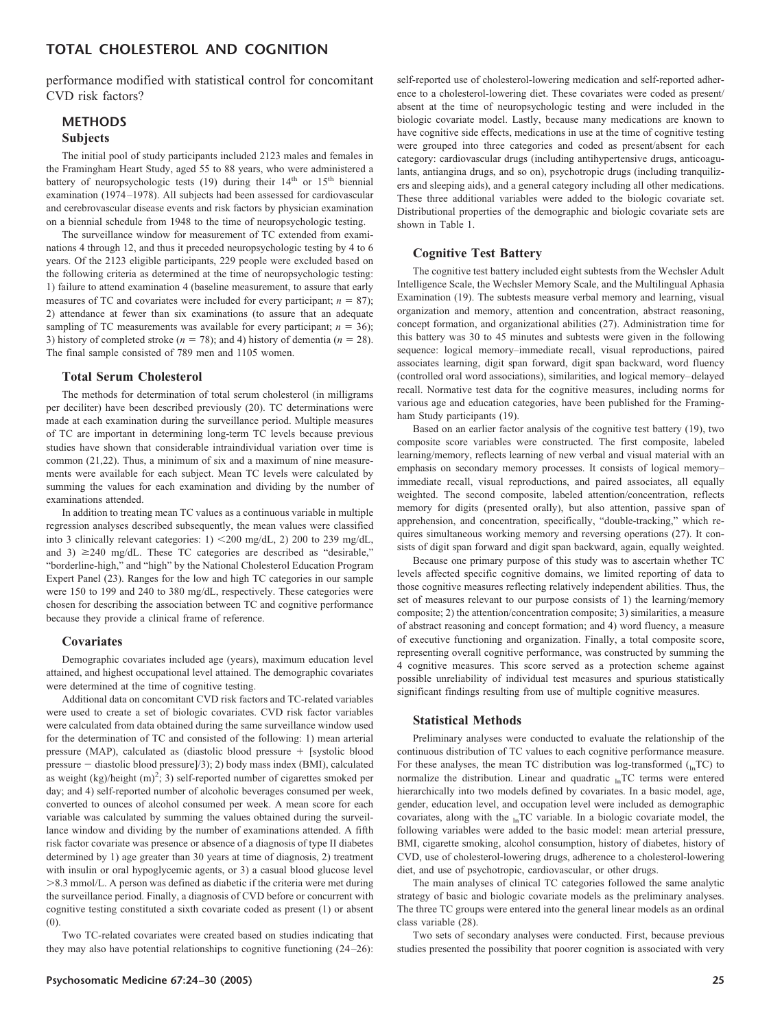performance modified with statistical control for concomitant CVD risk factors?

## METHODS

### Subjects

The initial pool of study participants included 2123 males and females in the Framingham Heart Study, aged 55 to 88 years, who were administered a battery of neuropsychologic tests (19) during their $14^{th}$ or $15^{th}$ biennial examination (1974–1978). All subjects had been assessed for cardiovascular and cerebrovascular disease events and risk factors by physician examination on a biennial schedule from 1948 to the time of neuropsychologic testing.

The surveillance window for measurement of TC extended from examinations 4 through 12, and thus it preceded neuropsychologic testing by 4 to 6 years. Of the 2123 eligible participants, 229 people were excluded based on the following criteria as determined at the time of neuropsychologic testing: 1) failure to attend examination 4 (baseline measurement, to assure that early measures of TC and covariates were included for every participant; $n = 87$); 2) attendance at fewer than six examinations (to assure that an adequate sampling of TC measurements was available for every participant; $n = 36$); 3) history of completed stroke ($n = 78$); and 4) history of dementia ($n = 28$). The final sample consisted of 789 men and 1105 women.

### Total Serum Cholesterol

The methods for determination of total serum cholesterol (in milligrams per deciliter) have been described previously (20). TC determinations were made at each examination during the surveillance period. Multiple measures of TC are important in determining long-term TC levels because previous studies have shown that considerable intraindividual variation over time is common (21,22). Thus, a minimum of six and a maximum of nine measurements were available for each subject. Mean TC levels were calculated by summing the values for each examination and dividing by the number of examinations attended.

In addition to treating mean TC values as a continuous variable in multiple regression analyses described subsequently, the mean values were classified into 3 clinically relevant categories: 1) <200 mg/dL, 2) 200 to 239 mg/dL, and 3) ≥240 mg/dL. These TC categories are described as "desirable," "borderline-high," and "high" by the National Cholesterol Education Program Expert Panel (23). Ranges for the low and high TC categories in our sample were 150 to 199 and 240 to 380 mg/dL, respectively. These categories were chosen for describing the association between TC and cognitive performance because they provide a clinical frame of reference.

### Covariates

Demographic covariates included age (years), maximum education level attained, and highest occupational level attained. The demographic covariates were determined at the time of cognitive testing.

Additional data on concomitant CVD risk factors and TC-related variables were used to create a set of biologic covariates. CVD risk factor variables were calculated from data obtained during the same surveillance window used for the determination of TC and consisted of the following: 1) mean arterial pressure (MAP), calculated as (diastolic blood pressure + [systolic blood pressure − diastolic blood pressure]/3); 2) body mass index (BMI), calculated as weight (kg)/height $(m)^2$; 3) self-reported number of cigarettes smoked per day; and 4) self-reported number of alcoholic beverages consumed per week, converted to ounces of alcohol consumed per week. A mean score for each variable was calculated by summing the values obtained during the surveillance window and dividing by the number of examinations attended. A fifth risk factor covariate was presence or absence of a diagnosis of type II diabetes determined by 1) age greater than 30 years at time of diagnosis, 2) treatment with insulin or oral hypoglycemic agents, or 3) a casual blood glucose level >8.3 mmol/L. A person was defined as diabetic if the criteria were met during the surveillance period. Finally, a diagnosis of CVD before or concurrent with cognitive testing constituted a sixth covariate coded as present (1) or absent (0).

Two TC-related covariates were created based on studies indicating that they may also have potential relationships to cognitive functioning (24–26): self-reported use of cholesterol-lowering medication and self-reported adherence to a cholesterol-lowering diet. These covariates were coded as present/absent at the time of neuropsychologic testing and were included in the biologic covariate model. Lastly, because many medications are known to have cognitive side effects, medications in use at the time of cognitive testing were grouped into three categories and coded as present/absent for each category: cardiovascular drugs (including antihypertensive drugs, anticoagulants, antiangina drugs, and so on), psychotropic drugs (including tranquilizers and sleeping aids), and a general category including all other medications. These three additional variables were added to the biologic covariate set. Distributional properties of the demographic and biologic covariate sets are shown in Table 1.

### Cognitive Test Battery

The cognitive test battery included eight subtests from the Wechsler Adult Intelligence Scale, the Wechsler Memory Scale, and the Multilingual Aphasia Examination (19). The subtests measure verbal memory and learning, visual organization and memory, attention and concentration, abstract reasoning, concept formation, and organizational abilities (27). Administration time for this battery was 30 to 45 minutes and subtests were given in the following sequence: logical memory–immediate recall, visual reproductions, paired associates learning, digit span forward, digit span backward, word fluency (controlled oral word associations), similarities, and logical memory–delayed recall. Normative test data for the cognitive measures, including norms for various age and education categories, have been published for the Framingham Study participants (19).

Based on an earlier factor analysis of the cognitive test battery (19), two composite score variables were constructed. The first composite, labeled learning/memory, reflects learning of new verbal and visual material with an emphasis on secondary memory processes. It consists of logical memory–immediate recall, visual reproductions, and paired associates, all equally weighted. The second composite, labeled attention/concentration, reflects memory for digits (presented orally), but also attention, passive span of apprehension, and concentration, specifically, "double-tracking," which requires simultaneous working memory and reversing operations (27). It consists of digit span forward and digit span backward, again, equally weighted.

Because one primary purpose of this study was to ascertain whether TC levels affected specific cognitive domains, we limited reporting of data to those cognitive measures reflecting relatively independent abilities. Thus, the set of measures relevant to our purpose consists of 1) the learning/memory composite; 2) the attention/concentration composite; 3) similarities, a measure of abstract reasoning and concept formation; and 4) word fluency, a measure of executive functioning and organization. Finally, a total composite score, representing overall cognitive performance, was constructed by summing the 4 cognitive measures. This score served as a protection scheme against possible unreliability of individual test measures and spurious statistically significant findings resulting from use of multiple cognitive measures.

### Statistical Methods

Preliminary analyses were conducted to evaluate the relationship of the continuous distribution of TC values to each cognitive performance measure. For these analyses, the mean TC distribution was log-transformed ($_{ln}$TC) to normalize the distribution. Linear and quadratic $_{ln}$TC terms were entered hierarchically into two models defined by covariates. In a basic model, age, gender, education level, and occupation level were included as demographic covariates, along with the $_{ln}$TC variable. In a biologic covariate model, the following variables were added to the basic model: mean arterial pressure, BMI, cigarette smoking, alcohol consumption, history of diabetes, history of CVD, use of cholesterol-lowering drugs, adherence to a cholesterol-lowering diet, and use of psychotropic, cardiovascular, or other drugs.

The main analyses of clinical TC categories followed the same analytic strategy of basic and biologic covariate models as the preliminary analyses. The three TC groups were entered into the general linear models as an ordinal class variable (28).

Two sets of secondary analyses were conducted. First, because previous studies presented the possibility that poorer cognition is associated with very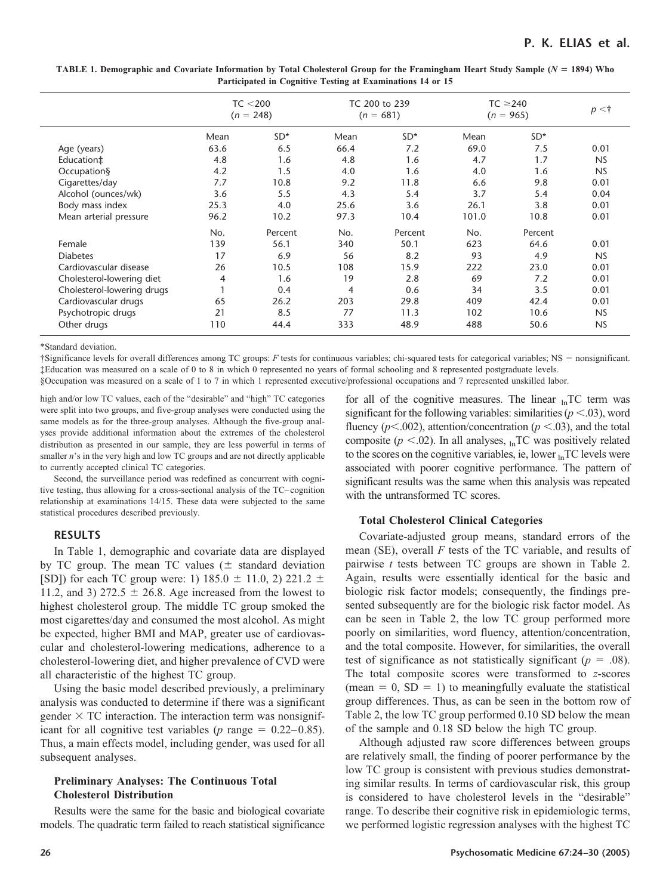**TABLE 1. Demographic and Covariate Information by Total Cholesterol Group for the Framingham Heart Study Sample (N = 1894) Who Participated in Cognitive Testing at Examinations 14 or 15**

| | TC <200 (n = 248) | | TC 200 to 239 (n = 681) | | TC ≥240 (n = 965) | | p <† |
|---|---|---|---|---|---|---|---|
| | Mean | SD* | Mean | SD* | Mean | SD* | |
| Age (years) | 63.6 | 6.5 | 66.4 | 7.2 | 69.0 | 7.5 | 0.01 |
| Education‡ | 4.8 | 1.6 | 4.8 | 1.6 | 4.7 | 1.7 | NS |
| Occupation§ | 4.2 | 1.5 | 4.0 | 1.6 | 4.0 | 1.6 | NS |
| Cigarettes/day | 7.7 | 10.8 | 9.2 | 11.8 | 6.6 | 9.8 | 0.01 |
| Alcohol (ounces/wk) | 3.6 | 5.5 | 4.3 | 5.4 | 3.7 | 5.4 | 0.04 |
| Body mass index | 25.3 | 4.0 | 25.6 | 3.6 | 26.1 | 3.8 | 0.01 |
| Mean arterial pressure | 96.2 | 10.2 | 97.3 | 10.4 | 101.0 | 10.8 | 0.01 |
| | No. | Percent | No. | Percent | No. | Percent | |
| Female | 139 | 56.1 | 340 | 50.1 | 623 | 64.6 | 0.01 |
| Diabetes | 17 | 6.9 | 56 | 8.2 | 93 | 4.9 | NS |
| Cardiovascular disease | 26 | 10.5 | 108 | 15.9 | 222 | 23.0 | 0.01 |
| Cholesterol-lowering diet | 4 | 1.6 | 19 | 2.8 | 69 | 7.2 | 0.01 |
| Cholesterol-lowering drugs | 1 | 0.4 | 4 | 0.6 | 34 | 3.5 | 0.01 |
| Cardiovascular drugs | 65 | 26.2 | 203 | 29.8 | 409 | 42.4 | 0.01 |
| Psychotropic drugs | 21 | 8.5 | 77 | 11.3 | 102 | 10.6 | NS |
| Other drugs | 110 | 44.4 | 333 | 48.9 | 488 | 50.6 | NS |

*Standard deviation.

†Significance levels for overall differences among TC groups: F tests for continuous variables; chi-squared tests for categorical variables; NS = nonsignificant.

‡Education was measured on a scale of 0 to 8 in which 0 represented no years of formal schooling and 8 represented postgraduate levels.

§Occupation was measured on a scale of 1 to 7 in which 1 represented executive/professional occupations and 7 represented unskilled labor.

high and/or low TC values, each of the "desirable" and "high" TC categories were split into two groups, and five-group analyses were conducted using the same models as for the three-group analyses. Although the five-group analyses provide additional information about the extremes of the cholesterol distribution as presented in our sample, they are less powerful in terms of smaller n's in the very high and low TC groups and are not directly applicable to currently accepted clinical TC categories.

Second, the surveillance period was redefined as concurrent with cognitive testing, thus allowing for a cross-sectional analysis of the TC–cognition relationship at examinations 14/15. These data were subjected to the same statistical procedures described previously.

## RESULTS

In Table 1, demographic and covariate data are displayed by TC group. The mean TC values (± standard deviation [SD]) for each TC group were: 1) 185.0 ± 11.0, 2) 221.2 ± 11.2, and 3) 272.5 ± 26.8. Age increased from the lowest to highest cholesterol group. The middle TC group smoked the most cigarettes/day and consumed the most alcohol. As might be expected, higher BMI and MAP, greater use of cardiovascular and cholesterol-lowering medications, adherence to a cholesterol-lowering diet, and higher prevalence of CVD were all characteristic of the highest TC group.

Using the basic model described previously, a preliminary analysis was conducted to determine if there was a significant gender × TC interaction. The interaction term was nonsignificant for all cognitive test variables (p range = 0.22–0.85). Thus, a main effects model, including gender, was used for all subsequent analyses.

### Preliminary Analyses: The Continuous Total Cholesterol Distribution

Results were the same for the basic and biological covariate models. The quadratic term failed to reach statistical significance for all of the cognitive measures. The linear $_{\ln}$TC term was significant for the following variables: similarities ($p < .03$), word fluency ($p < .002$), attention/concentration ($p < .03$), and the total composite ($p < .02$). In all analyses, $_{\ln}$TC was positively related to the scores on the cognitive variables, ie, lower $_{\ln}$TC levels were associated with poorer cognitive performance. The pattern of significant results was the same when this analysis was repeated with the untransformed TC scores.

### Total Cholesterol Clinical Categories

Covariate-adjusted group means, standard errors of the mean (SE), overall F tests of the TC variable, and results of pairwise t tests between TC groups are shown in Table 2. Again, results were essentially identical for the basic and biologic risk factor models; consequently, the findings presented subsequently are for the biologic risk factor model. As can be seen in Table 2, the low TC group performed more poorly on similarities, word fluency, attention/concentration, and the total composite. However, for similarities, the overall test of significance as not statistically significant ($p = .08$). The total composite scores were transformed to z-scores (mean = 0, SD = 1) to meaningfully evaluate the statistical group differences. Thus, as can be seen in the bottom row of Table 2, the low TC group performed 0.10 SD below the mean of the sample and 0.18 SD below the high TC group.

Although adjusted raw score differences between groups are relatively small, the finding of poorer performance by the low TC group is consistent with previous studies demonstrating similar results. In terms of cardiovascular risk, this group is considered to have cholesterol levels in the "desirable" range. To describe their cognitive risk in epidemiologic terms, we performed logistic regression analyses with the highest TC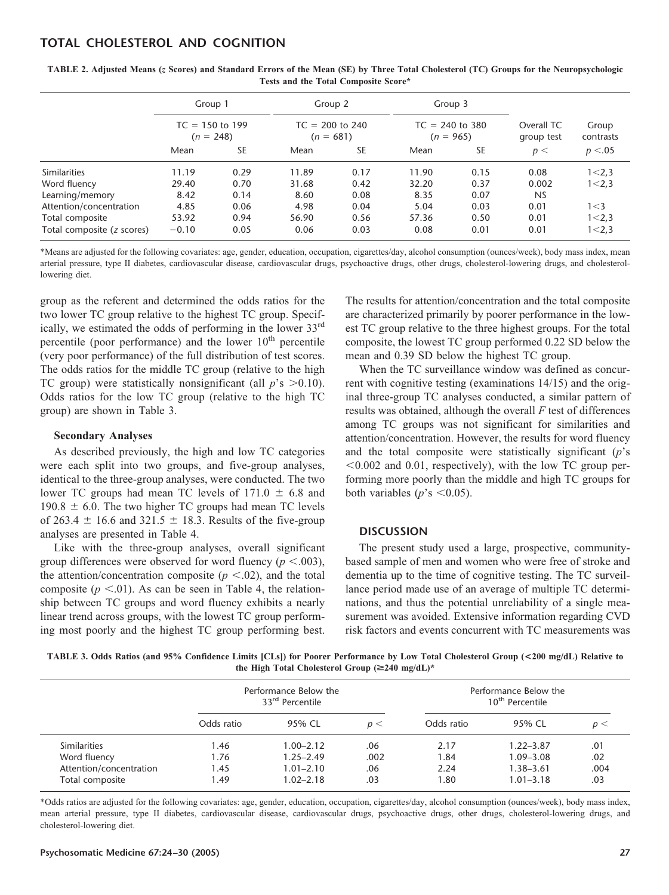**TABLE 2. Adjusted Means (z Scores) and Standard Errors of the Mean (SE) by Three Total Cholesterol (TC) Groups for the Neuropsychologic Tests and the Total Composite Score***

| | Group 1 | | Group 2 | | Group 3 | | Overall TC group test | Group contrasts |
|---|---|---|---|---|---|---|---|---|
| | TC = 150 to 199 ($n$ = 248) | | TC = 200 to 240 ($n$ = 681) | | TC = 240 to 380 ($n$ = 965) | | | |
| | Mean | SE | Mean | SE | Mean | SE | $p <$ | $p < .05$ |
| Similarities | 11.19 | 0.29 | 11.89 | 0.17 | 11.90 | 0.15 | 0.08 | 1<2,3 |
| Word fluency | 29.40 | 0.70 | 31.68 | 0.42 | 32.20 | 0.37 | 0.002 | 1<2,3 |
| Learning/memory | 8.42 | 0.14 | 8.60 | 0.08 | 8.35 | 0.07 | NS | |
| Attention/concentration | 4.85 | 0.06 | 4.98 | 0.04 | 5.04 | 0.03 | 0.01 | 1<3 |
| Total composite | 53.92 | 0.94 | 56.90 | 0.56 | 57.36 | 0.50 | 0.01 | 1<2,3 |
| Total composite (z scores) | −0.10 | 0.05 | 0.06 | 0.03 | 0.08 | 0.01 | 0.01 | 1<2,3 |

*Means are adjusted for the following covariates: age, gender, education, occupation, cigarettes/day, alcohol consumption (ounces/week), body mass index, mean arterial pressure, type II diabetes, cardiovascular disease, cardiovascular drugs, psychoactive drugs, other drugs, cholesterol-lowering drugs, and cholesterol-lowering diet.

group as the referent and determined the odds ratios for the two lower TC group relative to the highest TC group. Specifically, we estimated the odds of performing in the lower 33rd percentile (poor performance) and the lower 10th percentile (very poor performance) of the full distribution of test scores. The odds ratios for the middle TC group (relative to the high TC group) were statistically nonsignificant (all $p$'s $>0.10$). Odds ratios for the low TC group (relative to the high TC group) are shown in Table 3.

### Secondary Analyses

As described previously, the high and low TC categories were each split into two groups, and five-group analyses, identical to the three-group analyses, were conducted. The two lower TC groups had mean TC levels of 171.0 ± 6.8 and 190.8 ± 6.0. The two higher TC groups had mean TC levels of 263.4 ± 16.6 and 321.5 ± 18.3. Results of the five-group analyses are presented in Table 4.

Like with the three-group analyses, overall significant group differences were observed for word fluency ($p < .003$), the attention/concentration composite ($p < .02$), and the total composite ($p < .01$). As can be seen in Table 4, the relationship between TC groups and word fluency exhibits a nearly linear trend across groups, with the lowest TC group performing most poorly and the highest TC group performing best. The results for attention/concentration and the total composite are characterized primarily by poorer performance in the lowest TC group relative to the three highest groups. For the total composite, the lowest TC group performed 0.22 SD below the mean and 0.39 SD below the highest TC group.

When the TC surveillance window was defined as concurrent with cognitive testing (examinations 14/15) and the original three-group TC analyses conducted, a similar pattern of results was obtained, although the overall $F$ test of differences among TC groups was not significant for similarities and attention/concentration. However, the results for word fluency and the total composite were statistically significant ($p$'s $<0.002$ and 0.01, respectively), with the low TC group performing more poorly than the middle and high TC groups for both variables ($p$'s $<0.05$).

## DISCUSSION

The present study used a large, prospective, community-based sample of men and women who were free of stroke and dementia up to the time of cognitive testing. The TC surveillance period made use of an average of multiple TC determinations, and thus the potential unreliability of a single measurement was avoided. Extensive information regarding CVD risk factors and events concurrent with TC measurements was

**TABLE 3. Odds Ratios (and 95% Confidence Limits [CLs]) for Poorer Performance by Low Total Cholesterol Group (<200 mg/dL) Relative to the High Total Cholesterol Group (≥240 mg/dL)***

| | Performance Below the 33rd Percentile | | | Performance Below the 10th Percentile | | |
|---|---|---|---|---|---|---|
| | Odds ratio | 95% CL | $p <$ | Odds ratio | 95% CL | $p <$ |
| Similarities | 1.46 | 1.00–2.12 | .06 | 2.17 | 1.22–3.87 | .01 |
| Word fluency | 1.76 | 1.25–2.49 | .002 | 1.84 | 1.09–3.08 | .02 |
| Attention/concentration | 1.45 | 1.01–2.10 | .06 | 2.24 | 1.38–3.61 | .004 |
| Total composite | 1.49 | 1.02–2.18 | .03 | 1.80 | 1.01–3.18 | .03 |

*Odds ratios are adjusted for the following covariates: age, gender, education, occupation, cigarettes/day, alcohol consumption (ounces/week), body mass index, mean arterial pressure, type II diabetes, cardiovascular disease, cardiovascular drugs, psychoactive drugs, other drugs, cholesterol-lowering drugs, and cholesterol-lowering diet.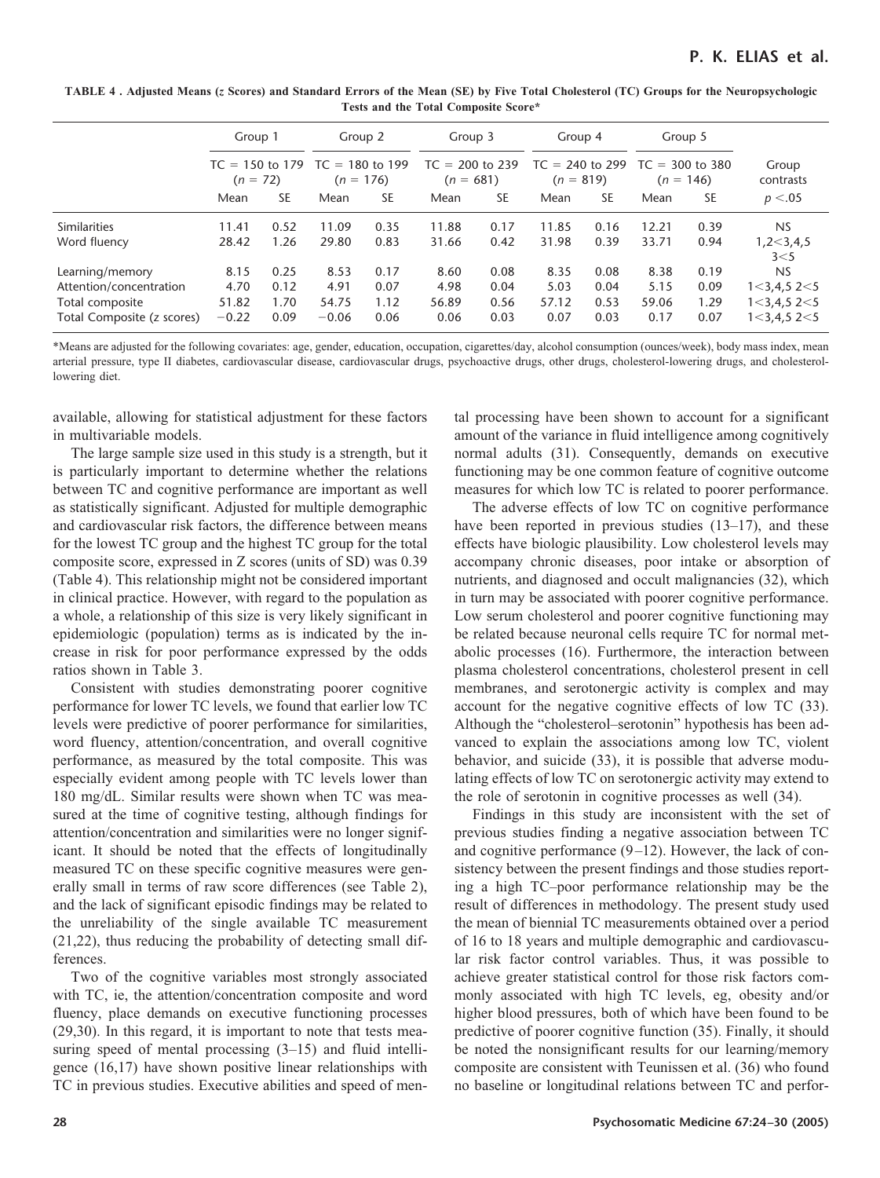**TABLE 4 . Adjusted Means (*z* Scores) and Standard Errors of the Mean (SE) by Five Total Cholesterol (TC) Groups for the Neuropsychologic Tests and the Total Composite Score***

| | Group 1 | | Group 2 | | Group 3 | | Group 4 | | Group 5 | | |
|---|---|---|---|---|---|---|---|---|---|---|---|
| | TC = 150 to 179 ($n$ = 72) | | TC = 180 to 199 ($n$ = 176) | | TC = 200 to 239 ($n$ = 681) | | TC = 240 to 299 ($n$ = 819) | | TC = 300 to 380 ($n$ = 146) | | Group contrasts |
| | Mean | SE | Mean | SE | Mean | SE | Mean | SE | Mean | SE | $p < .05$ |
| Similarities | 11.41 | 0.52 | 11.09 | 0.35 | 11.88 | 0.17 | 11.85 | 0.16 | 12.21 | 0.39 | NS |
| Word fluency | 28.42 | 1.26 | 29.80 | 0.83 | 31.66 | 0.42 | 31.98 | 0.39 | 33.71 | 0.94 | 1,2<3,4,5 3<5 |
| Learning/memory | 8.15 | 0.25 | 8.53 | 0.17 | 8.60 | 0.08 | 8.35 | 0.08 | 8.38 | 0.19 | NS |
| Attention/concentration | 4.70 | 0.12 | 4.91 | 0.07 | 4.98 | 0.04 | 5.03 | 0.04 | 5.15 | 0.09 | 1<3,4,5 2<5 |
| Total composite | 51.82 | 1.70 | 54.75 | 1.12 | 56.89 | 0.56 | 57.12 | 0.53 | 59.06 | 1.29 | 1<3,4,5 2<5 |
| Total Composite (z scores) | −0.22 | 0.09 | −0.06 | 0.06 | 0.06 | 0.03 | 0.07 | 0.03 | 0.17 | 0.07 | 1<3,4,5 2<5 |

*Means are adjusted for the following covariates: age, gender, education, occupation, cigarettes/day, alcohol consumption (ounces/week), body mass index, mean arterial pressure, type II diabetes, cardiovascular disease, cardiovascular drugs, psychoactive drugs, other drugs, cholesterol-lowering drugs, and cholesterol-lowering diet.

available, allowing for statistical adjustment for these factors in multivariable models.

The large sample size used in this study is a strength, but it is particularly important to determine whether the relations between TC and cognitive performance are important as well as statistically significant. Adjusted for multiple demographic and cardiovascular risk factors, the difference between means for the lowest TC group and the highest TC group for the total composite score, expressed in Z scores (units of SD) was 0.39 (Table 4). This relationship might not be considered important in clinical practice. However, with regard to the population as a whole, a relationship of this size is very likely significant in epidemiologic (population) terms as is indicated by the increase in risk for poor performance expressed by the odds ratios shown in Table 3.

Consistent with studies demonstrating poorer cognitive performance for lower TC levels, we found that earlier low TC levels were predictive of poorer performance for similarities, word fluency, attention/concentration, and overall cognitive performance, as measured by the total composite. This was especially evident among people with TC levels lower than 180 mg/dL. Similar results were shown when TC was measured at the time of cognitive testing, although findings for attention/concentration and similarities were no longer significant. It should be noted that the effects of longitudinally measured TC on these specific cognitive measures were generally small in terms of raw score differences (see Table 2), and the lack of significant episodic findings may be related to the unreliability of the single available TC measurement (21,22), thus reducing the probability of detecting small differences.

Two of the cognitive variables most strongly associated with TC, ie, the attention/concentration composite and word fluency, place demands on executive functioning processes (29,30). In this regard, it is important to note that tests measuring speed of mental processing (3–15) and fluid intelligence (16,17) have shown positive linear relationships with TC in previous studies. Executive abilities and speed of mental processing have been shown to account for a significant amount of the variance in fluid intelligence among cognitively normal adults (31). Consequently, demands on executive functioning may be one common feature of cognitive outcome measures for which low TC is related to poorer performance.

The adverse effects of low TC on cognitive performance have been reported in previous studies (13–17), and these effects have biologic plausibility. Low cholesterol levels may accompany chronic diseases, poor intake or absorption of nutrients, and diagnosed and occult malignancies (32), which in turn may be associated with poorer cognitive performance. Low serum cholesterol and poorer cognitive functioning may be related because neuronal cells require TC for normal metabolic processes (16). Furthermore, the interaction between plasma cholesterol concentrations, cholesterol present in cell membranes, and serotonergic activity is complex and may account for the negative cognitive effects of low TC (33). Although the "cholesterol–serotonin" hypothesis has been advanced to explain the associations among low TC, violent behavior, and suicide (33), it is possible that adverse modulating effects of low TC on serotonergic activity may extend to the role of serotonin in cognitive processes as well (34).

Findings in this study are inconsistent with the set of previous studies finding a negative association between TC and cognitive performance (9–12). However, the lack of consistency between the present findings and those studies reporting a high TC–poor performance relationship may be the result of differences in methodology. The present study used the mean of biennial TC measurements obtained over a period of 16 to 18 years and multiple demographic and cardiovascular risk factor control variables. Thus, it was possible to achieve greater statistical control for those risk factors commonly associated with high TC levels, eg, obesity and/or higher blood pressures, both of which have been found to be predictive of poorer cognitive function (35). Finally, it should be noted the nonsignificant results for our learning/memory composite are consistent with Teunissen et al. (36) who found no baseline or longitudinal relations between TC and perfor-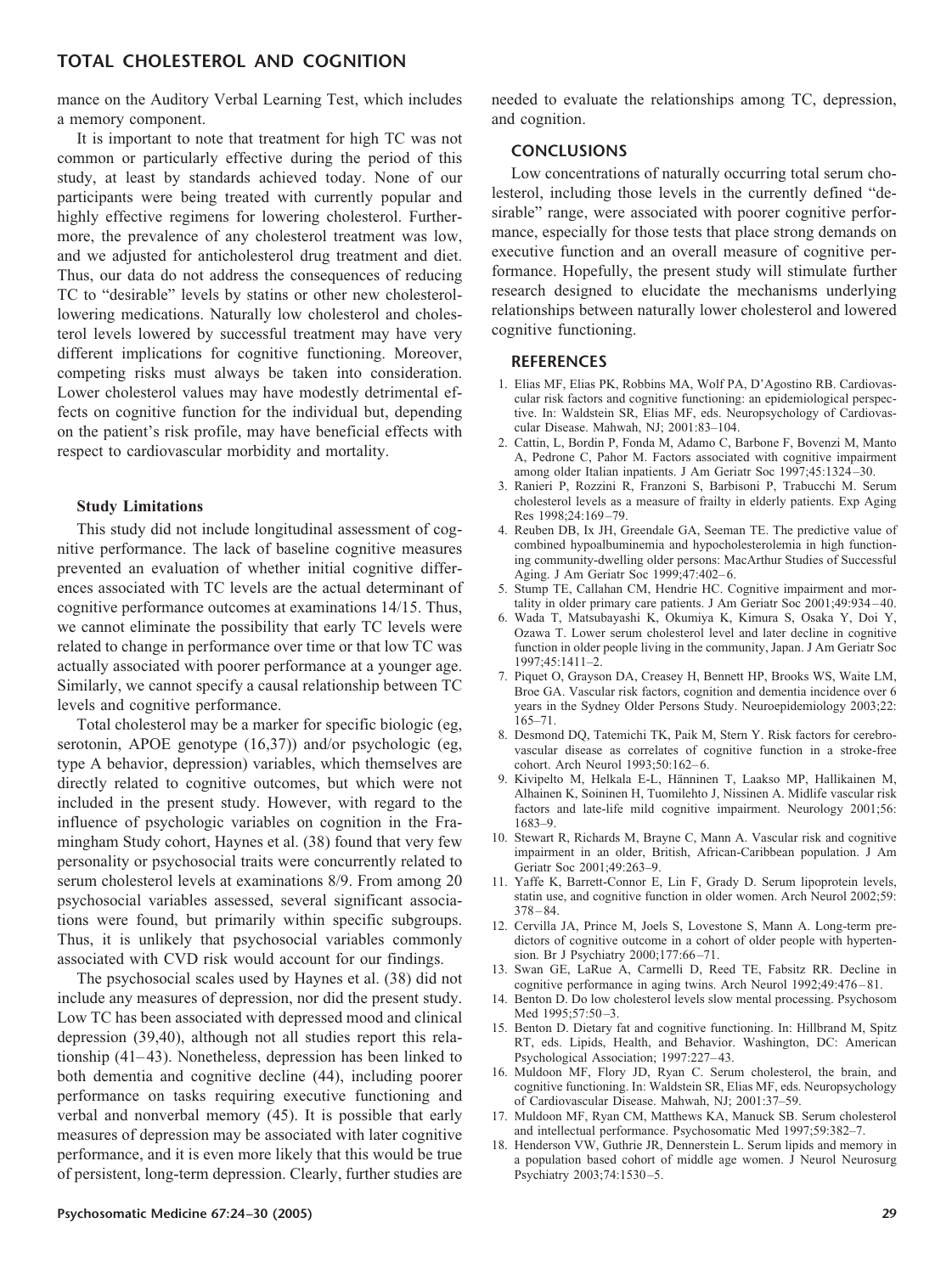mance on the Auditory Verbal Learning Test, which includes a memory component.

It is important to note that treatment for high TC was not common or particularly effective during the period of this study, at least by standards achieved today. None of our participants were being treated with currently popular and highly effective regimens for lowering cholesterol. Furthermore, the prevalence of any cholesterol treatment was low, and we adjusted for anticholesterol drug treatment and diet. Thus, our data do not address the consequences of reducing TC to "desirable" levels by statins or other new cholesterol-lowering medications. Naturally low cholesterol and cholesterol levels lowered by successful treatment may have very different implications for cognitive functioning. Moreover, competing risks must always be taken into consideration. Lower cholesterol values may have modestly detrimental effects on cognitive function for the individual but, depending on the patient's risk profile, may have beneficial effects with respect to cardiovascular morbidity and mortality.

### Study Limitations

This study did not include longitudinal assessment of cognitive performance. The lack of baseline cognitive measures prevented an evaluation of whether initial cognitive differences associated with TC levels are the actual determinant of cognitive performance outcomes at examinations 14/15. Thus, we cannot eliminate the possibility that early TC levels were related to change in performance over time or that low TC was actually associated with poorer performance at a younger age. Similarly, we cannot specify a causal relationship between TC levels and cognitive performance.

Total cholesterol may be a marker for specific biologic (eg, serotonin, APOE genotype (16,37)) and/or psychologic (eg, type A behavior, depression) variables, which themselves are directly related to cognitive outcomes, but which were not included in the present study. However, with regard to the influence of psychologic variables on cognition in the Framingham Study cohort, Haynes et al. (38) found that very few personality or psychosocial traits were concurrently related to serum cholesterol levels at examinations 8/9. From among 20 psychosocial variables assessed, several significant associations were found, but primarily within specific subgroups. Thus, it is unlikely that psychosocial variables commonly associated with CVD risk would account for our findings.

The psychosocial scales used by Haynes et al. (38) did not include any measures of depression, nor did the present study. Low TC has been associated with depressed mood and clinical depression (39,40), although not all studies report this relationship (41–43). Nonetheless, depression has been linked to both dementia and cognitive decline (44), including poorer performance on tasks requiring executive functioning and verbal and nonverbal memory (45). It is possible that early measures of depression may be associated with later cognitive performance, and it is even more likely that this would be true of persistent, long-term depression. Clearly, further studies are needed to evaluate the relationships among TC, depression, and cognition.

## CONCLUSIONS

Low concentrations of naturally occurring total serum cholesterol, including those levels in the currently defined "desirable" range, were associated with poorer cognitive performance, especially for those tests that place strong demands on executive function and an overall measure of cognitive performance. Hopefully, the present study will stimulate further research designed to elucidate the mechanisms underlying relationships between naturally lower cholesterol and lowered cognitive functioning.

## REFERENCES

1. Elias MF, Elias PK, Robbins MA, Wolf PA, D'Agostino RB. Cardiovascular risk factors and cognitive functioning: an epidemiological perspective. In: Waldstein SR, Elias MF, eds. Neuropsychology of Cardiovascular Disease. Mahwah, NJ; 2001:83–104.
2. Cattin, L, Bordin P, Fonda M, Adamo C, Barbone F, Bovenzi M, Manto A, Pedrone C, Pahor M. Factors associated with cognitive impairment among older Italian inpatients. J Am Geriatr Soc 1997;45:1324–30.
3. Ranieri P, Rozzini R, Franzoni S, Barbisoni P, Trabucchi M. Serum cholesterol levels as a measure of frailty in elderly patients. Exp Aging Res 1998;24:169–79.
4. Reuben DB, Ix JH, Greendale GA, Seeman TE. The predictive value of combined hypoalbuminemia and hypocholesterolemia in high functioning community-dwelling older persons: MacArthur Studies of Successful Aging. J Am Geriatr Soc 1999;47:402–6.
5. Stump TE, Callahan CM, Hendrie HC. Cognitive impairment and mortality in older primary care patients. J Am Geriatr Soc 2001;49:934–40.
6. Wada T, Matsubayashi K, Okumiya K, Kimura S, Osaka Y, Doi Y, Ozawa T. Lower serum cholesterol level and later decline in cognitive function in older people living in the community, Japan. J Am Geriatr Soc 1997;45:1411–2.
7. Piquet O, Grayson DA, Creasey H, Bennett HP, Brooks WS, Waite LM, Broe GA. Vascular risk factors, cognition and dementia incidence over 6 years in the Sydney Older Persons Study. Neuroepidemiology 2003;22:165–71.
8. Desmond DQ, Tatemichi TK, Paik M, Stern Y. Risk factors for cerebrovascular disease as correlates of cognitive function in a stroke-free cohort. Arch Neurol 1993;50:162–6.
9. Kivipelto M, Helkala E-L, Hänninen T, Laakso MP, Hallikainen M, Alhainen K, Soininen H, Tuomilehto J, Nissinen A. Midlife vascular risk factors and late-life mild cognitive impairment. Neurology 2001;56:1683–9.
10. Stewart R, Richards M, Brayne C, Mann A. Vascular risk and cognitive impairment in an older, British, African-Caribbean population. J Am Geriatr Soc 2001;49:263–9.
11. Yaffe K, Barrett-Connor E, Lin F, Grady D. Serum lipoprotein levels, statin use, and cognitive function in older women. Arch Neurol 2002;59:378–84.
12. Cervilla JA, Prince M, Joels S, Lovestone S, Mann A. Long-term predictors of cognitive outcome in a cohort of older people with hypertension. Br J Psychiatry 2000;177:66–71.
13. Swan GE, LaRue A, Carmelli D, Reed TE, Fabsitz RR. Decline in cognitive performance in aging twins. Arch Neurol 1992;49:476–81.
14. Benton D. Do low cholesterol levels slow mental processing. Psychosom Med 1995;57:50–3.
15. Benton D. Dietary fat and cognitive functioning. In: Hillbrand M, Spitz RT, eds. Lipids, Health, and Behavior. Washington, DC: American Psychological Association; 1997:227–43.
16. Muldoon MF, Flory JD, Ryan C. Serum cholesterol, the brain, and cognitive functioning. In: Waldstein SR, Elias MF, eds. Neuropsychology of Cardiovascular Disease. Mahwah, NJ; 2001:37–59.
17. Muldoon MF, Ryan CM, Matthews KA, Manuck SB. Serum cholesterol and intellectual performance. Psychosomatic Med 1997;59:382–7.
18. Henderson VW, Guthrie JR, Dennerstein L. Serum lipids and memory in a population based cohort of middle age women. J Neurol Neurosurg Psychiatry 2003;74:1530–5.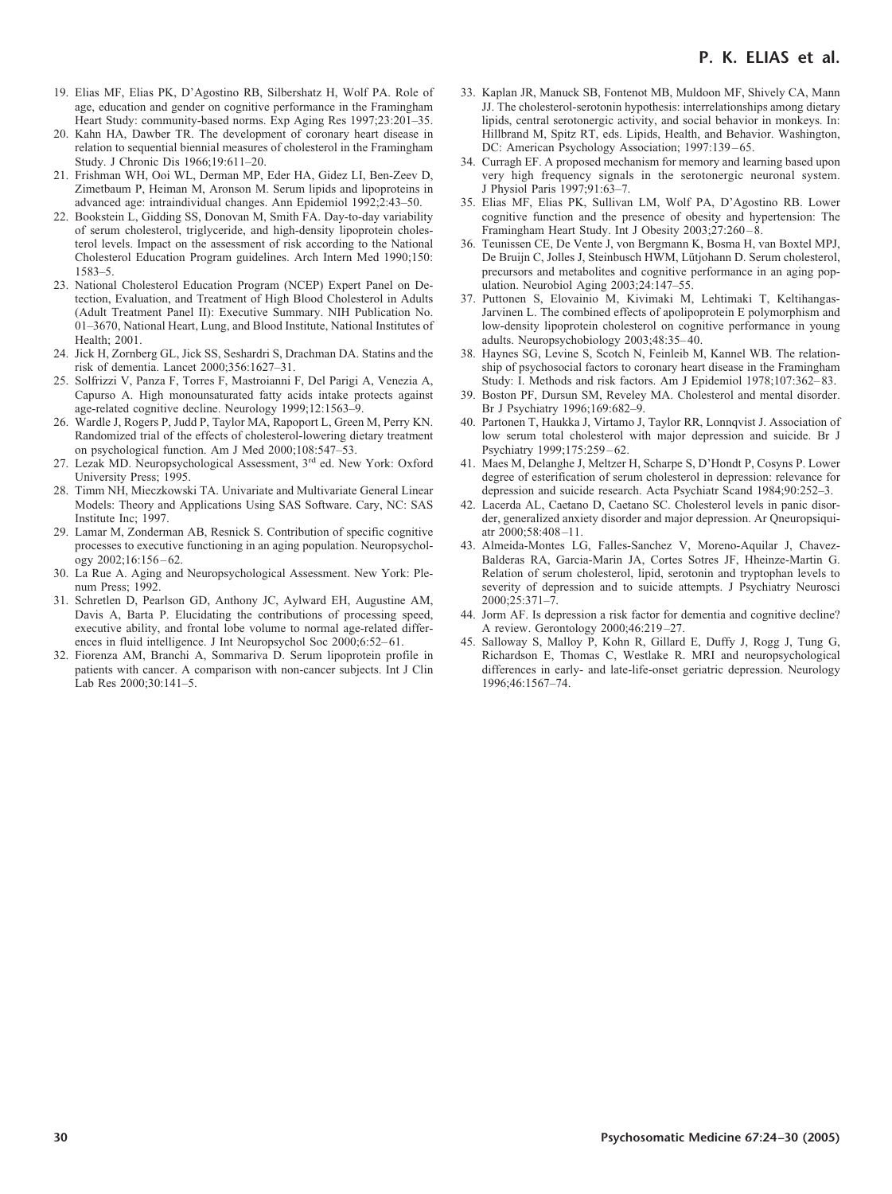19. Elias MF, Elias PK, D'Agostino RB, Silbershatz H, Wolf PA. Role of age, education and gender on cognitive performance in the Framingham Heart Study: community-based norms. Exp Aging Res 1997;23:201–35.
20. Kahn HA, Dawber TR. The development of coronary heart disease in relation to sequential biennial measures of cholesterol in the Framingham Study. J Chronic Dis 1966;19:611–20.
21. Frishman WH, Ooi WL, Derman MP, Eder HA, Gidez LI, Ben-Zeev D, Zimetbaum P, Heiman M, Aronson M. Serum lipids and lipoproteins in advanced age: intraindividual changes. Ann Epidemiol 1992;2:43–50.
22. Bookstein L, Gidding SS, Donovan M, Smith FA. Day-to-day variability of serum cholesterol, triglyceride, and high-density lipoprotein cholesterol levels. Impact on the assessment of risk according to the National Cholesterol Education Program guidelines. Arch Intern Med 1990;150: 1583–5.
23. National Cholesterol Education Program (NCEP) Expert Panel on Detection, Evaluation, and Treatment of High Blood Cholesterol in Adults (Adult Treatment Panel II): Executive Summary. NIH Publication No. 01–3670, National Heart, Lung, and Blood Institute, National Institutes of Health; 2001.
24. Jick H, Zornberg GL, Jick SS, Seshardri S, Drachman DA. Statins and the risk of dementia. Lancet 2000;356:1627–31.
25. Solfrizzi V, Panza F, Torres F, Mastroianni F, Del Parigi A, Venezia A, Capurso A. High monounsaturated fatty acids intake protects against age-related cognitive decline. Neurology 1999;12:1563–9.
26. Wardle J, Rogers P, Judd P, Taylor MA, Rapoport L, Green M, Perry KN. Randomized trial of the effects of cholesterol-lowering dietary treatment on psychological function. Am J Med 2000;108:547–53.
27. Lezak MD. Neuropsychological Assessment, 3rd ed. New York: Oxford University Press; 1995.
28. Timm NH, Mieczkowski TA. Univariate and Multivariate General Linear Models: Theory and Applications Using SAS Software. Cary, NC: SAS Institute Inc; 1997.
29. Lamar M, Zonderman AB, Resnick S. Contribution of specific cognitive processes to executive functioning in an aging population. Neuropsychology 2002;16:156–62.
30. La Rue A. Aging and Neuropsychological Assessment. New York: Plenum Press; 1992.
31. Schretlen D, Pearlson GD, Anthony JC, Aylward EH, Augustine AM, Davis A, Barta P. Elucidating the contributions of processing speed, executive ability, and frontal lobe volume to normal age-related differences in fluid intelligence. J Int Neuropsychol Soc 2000;6:52–61.
32. Fiorenza AM, Branchi A, Sommariva D. Serum lipoprotein profile in patients with cancer. A comparison with non-cancer subjects. Int J Clin Lab Res 2000;30:141–5.
33. Kaplan JR, Manuck SB, Fontenot MB, Muldoon MF, Shively CA, Mann JJ. The cholesterol-serotonin hypothesis: interrelationships among dietary lipids, central serotonergic activity, and social behavior in monkeys. In: Hillbrand M, Spitz RT, eds. Lipids, Health, and Behavior. Washington, DC: American Psychology Association; 1997:139–65.
34. Curragh EF. A proposed mechanism for memory and learning based upon very high frequency signals in the serotonergic neuronal system. J Physiol Paris 1997;91:63–7.
35. Elias MF, Elias PK, Sullivan LM, Wolf PA, D'Agostino RB. Lower cognitive function and the presence of obesity and hypertension: The Framingham Heart Study. Int J Obesity 2003;27:260–8.
36. Teunissen CE, De Vente J, von Bergmann K, Bosma H, van Boxtel MPJ, De Bruijn C, Jolles J, Steinbusch HWM, Lütjohann D. Serum cholesterol, precursors and metabolites and cognitive performance in an aging population. Neurobiol Aging 2003;24:147–55.
37. Puttonen S, Elovainio M, Kivimaki M, Lehtimaki T, Keltihangas-Jarvinen L. The combined effects of apolipoprotein E polymorphism and low-density lipoprotein cholesterol on cognitive performance in young adults. Neuropsychobiology 2003;48:35–40.
38. Haynes SG, Levine S, Scotch N, Feinleib M, Kannel WB. The relationship of psychosocial factors to coronary heart disease in the Framingham Study: I. Methods and risk factors. Am J Epidemiol 1978;107:362–83.
39. Boston PF, Dursun SM, Reveley MA. Cholesterol and mental disorder. Br J Psychiatry 1996;169:682–9.
40. Partonen T, Haukka J, Virtamo J, Taylor RR, Lonnqvist J. Association of low serum total cholesterol with major depression and suicide. Br J Psychiatry 1999;175:259–62.
41. Maes M, Delanghe J, Meltzer H, Scharpe S, D'Hondt P, Cosyns P. Lower degree of esterification of serum cholesterol in depression: relevance for depression and suicide research. Acta Psychiatr Scand 1984;90:252–3.
42. Lacerda AL, Caetano D, Caetano SC. Cholesterol levels in panic disorder, generalized anxiety disorder and major depression. Ar Qneuropsiquiatr 2000;58:408–11.
43. Almeida-Montes LG, Falles-Sanchez V, Moreno-Aquilar J, Chavez-Balderas RA, Garcia-Marin JA, Cortes Sotres JF, Hheinze-Martin G. Relation of serum cholesterol, lipid, serotonin and tryptophan levels to severity of depression and to suicide attempts. J Psychiatry Neurosci 2000;25:371–7.
44. Jorm AF. Is depression a risk factor for dementia and cognitive decline? A review. Gerontology 2000;46:219–27.
45. Salloway S, Malloy P, Kohn R, Gillard E, Duffy J, Rogg J, Tung G, Richardson E, Thomas C, Westlake R. MRI and neuropsychological differences in early- and late-life-onset geriatric depression. Neurology 1996;46:1567–74.